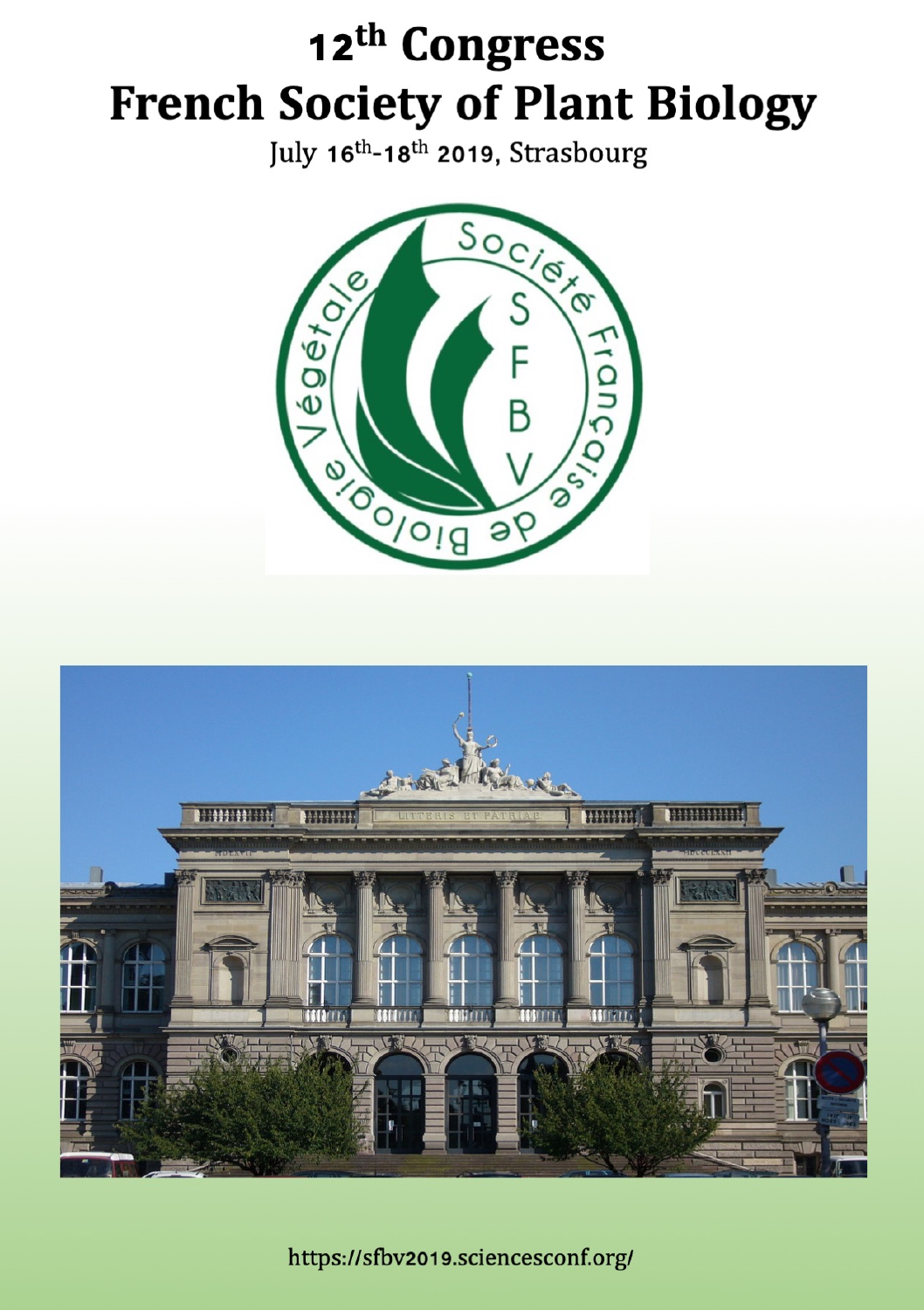# 12th Congress French Society of Plant Biology

July 16th-18th 2019, Strasbourg

https://sfbv2019.sciencesconf.org/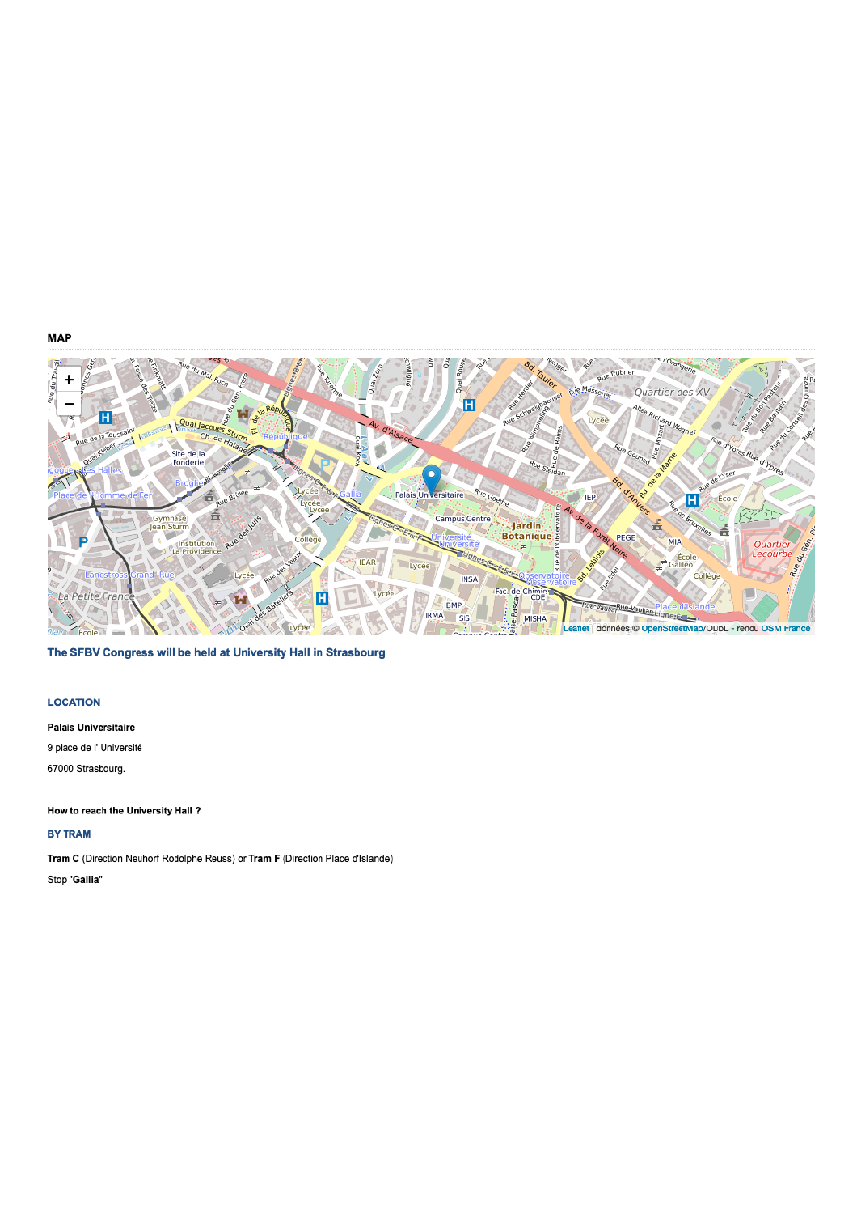## MAP

**The SFBV Congress will be held at University Hall in Strasbourg**

### LOCATION

**Palais Universitaire**

9 place de l' Université

67000 Strasbourg.

**How to reach the University Hall ?**

### BY TRAM

**Tram C** (Direction Neuhorf Rodolphe Reuss) or **Tram F** (Direction Place d'Islande)

Stop "**Gallia**"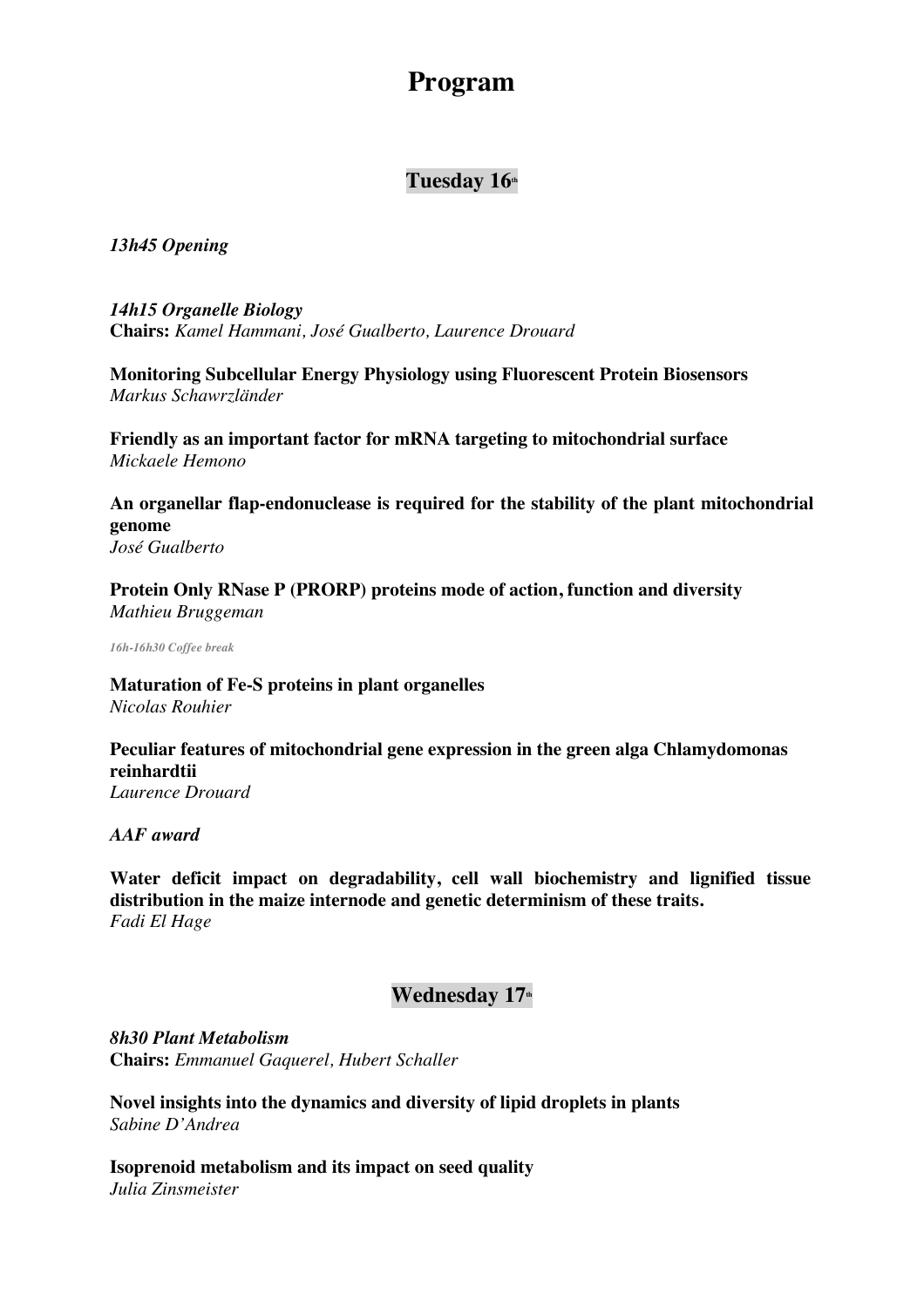# Program

## Tuesday 16th

***13h45 Opening***

***14h15 Organelle Biology***
**Chairs:** *Kamel Hammani, José Gualberto, Laurence Drouard*

**Monitoring Subcellular Energy Physiology using Fluorescent Protein Biosensors**
*Markus Schawrzländer*

**Friendly as an important factor for mRNA targeting to mitochondrial surface**
*Mickaele Hemono*

**An organellar flap-endonuclease is required for the stability of the plant mitochondrial genome**
*José Gualberto*

**Protein Only RNase P (PRORP) proteins mode of action, function and diversity**
*Mathieu Bruggeman*

***16h-16h30 Coffee break***

**Maturation of Fe-S proteins in plant organelles**
*Nicolas Rouhier*

**Peculiar features of mitochondrial gene expression in the green alga Chlamydomonas reinhardtii**
*Laurence Drouard*

***AAF award***

**Water deficit impact on degradability, cell wall biochemistry and lignified tissue distribution in the maize internode and genetic determinism of these traits.**
*Fadi El Hage*

## Wednesday 17th

***8h30 Plant Metabolism***
**Chairs:** *Emmanuel Gaquerel, Hubert Schaller*

**Novel insights into the dynamics and diversity of lipid droplets in plants**
*Sabine D'Andrea*

**Isoprenoid metabolism and its impact on seed quality**
*Julia Zinsmeister*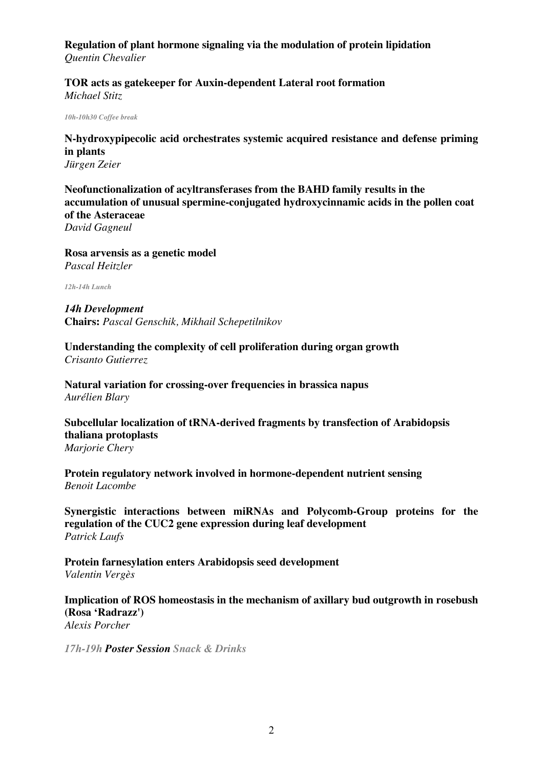**Regulation of plant hormone signaling via the modulation of protein lipidation**
*Quentin Chevalier*

**TOR acts as gatekeeper for Auxin-dependent Lateral root formation**
*Michael Stitz*

*10h-10h30 Coffee break*

**N-hydroxypipecolic acid orchestrates systemic acquired resistance and defense priming in plants**
*Jürgen Zeier*

**Neofunctionalization of acyltransferases from the BAHD family results in the accumulation of unusual spermine-conjugated hydroxycinnamic acids in the pollen coat of the Asteraceae**
*David Gagneul*

**Rosa arvensis as a genetic model**
*Pascal Heitzler*

*12h-14h Lunch*

***14h Development***
**Chairs:** *Pascal Genschik, Mikhail Schepetilnikov*

**Understanding the complexity of cell proliferation during organ growth**
*Crisanto Gutierrez*

**Natural variation for crossing-over frequencies in brassica napus**
*Aurélien Blary*

**Subcellular localization of tRNA-derived fragments by transfection of Arabidopsis thaliana protoplasts**
*Marjorie Chery*

**Protein regulatory network involved in hormone-dependent nutrient sensing**
*Benoit Lacombe*

**Synergistic interactions between miRNAs and Polycomb-Group proteins for the regulation of the CUC2 gene expression during leaf development**
*Patrick Laufs*

**Protein farnesylation enters Arabidopsis seed development**
*Valentin Vergès*

**Implication of ROS homeostasis in the mechanism of axillary bud outgrowth in rosebush (Rosa 'Radrazz')**
*Alexis Porcher*

*17h-19h* ***Poster Session*** *Snack & Drinks*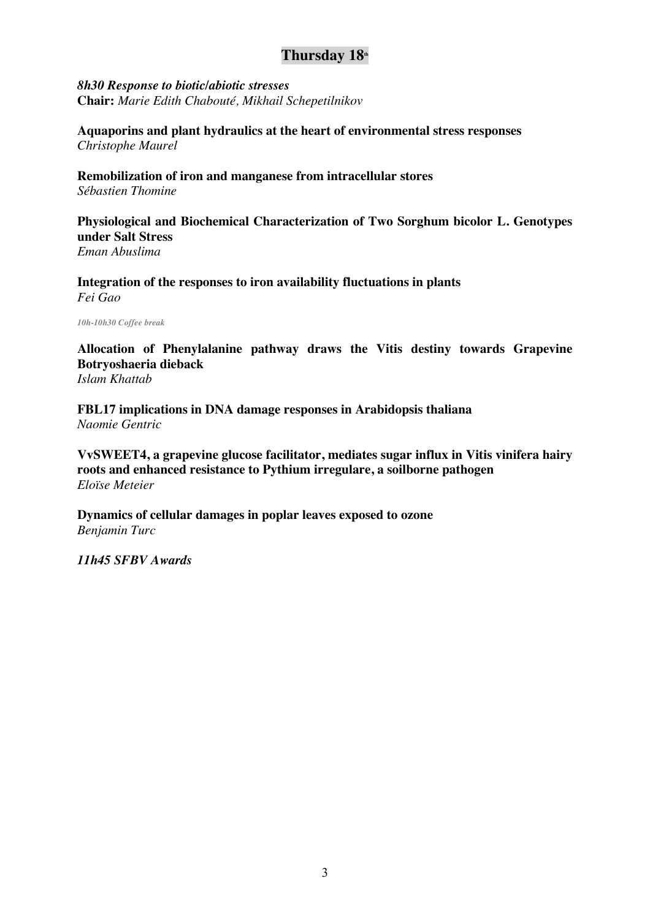## Thursday 18th

***8h30 Response to biotic/abiotic stresses***
**Chair:** *Marie Edith Chabouté, Mikhail Schepetilnikov*

**Aquaporins and plant hydraulics at the heart of environmental stress responses**
*Christophe Maurel*

**Remobilization of iron and manganese from intracellular stores**
*Sébastien Thomine*

**Physiological and Biochemical Characterization of Two Sorghum bicolor L. Genotypes under Salt Stress**
*Eman Abuslima*

**Integration of the responses to iron availability fluctuations in plants**
*Fei Gao*

***10h-10h30 Coffee break***

**Allocation of Phenylalanine pathway draws the Vitis destiny towards Grapevine Botryoshaeria dieback**
*Islam Khattab*

**FBL17 implications in DNA damage responses in Arabidopsis thaliana**
*Naomie Gentric*

**VvSWEET4, a grapevine glucose facilitator, mediates sugar influx in Vitis vinifera hairy roots and enhanced resistance to Pythium irregulare, a soilborne pathogen**
*Eloïse Meteier*

**Dynamics of cellular damages in poplar leaves exposed to ozone**
*Benjamin Turc*

***11h45 SFBV Awards***